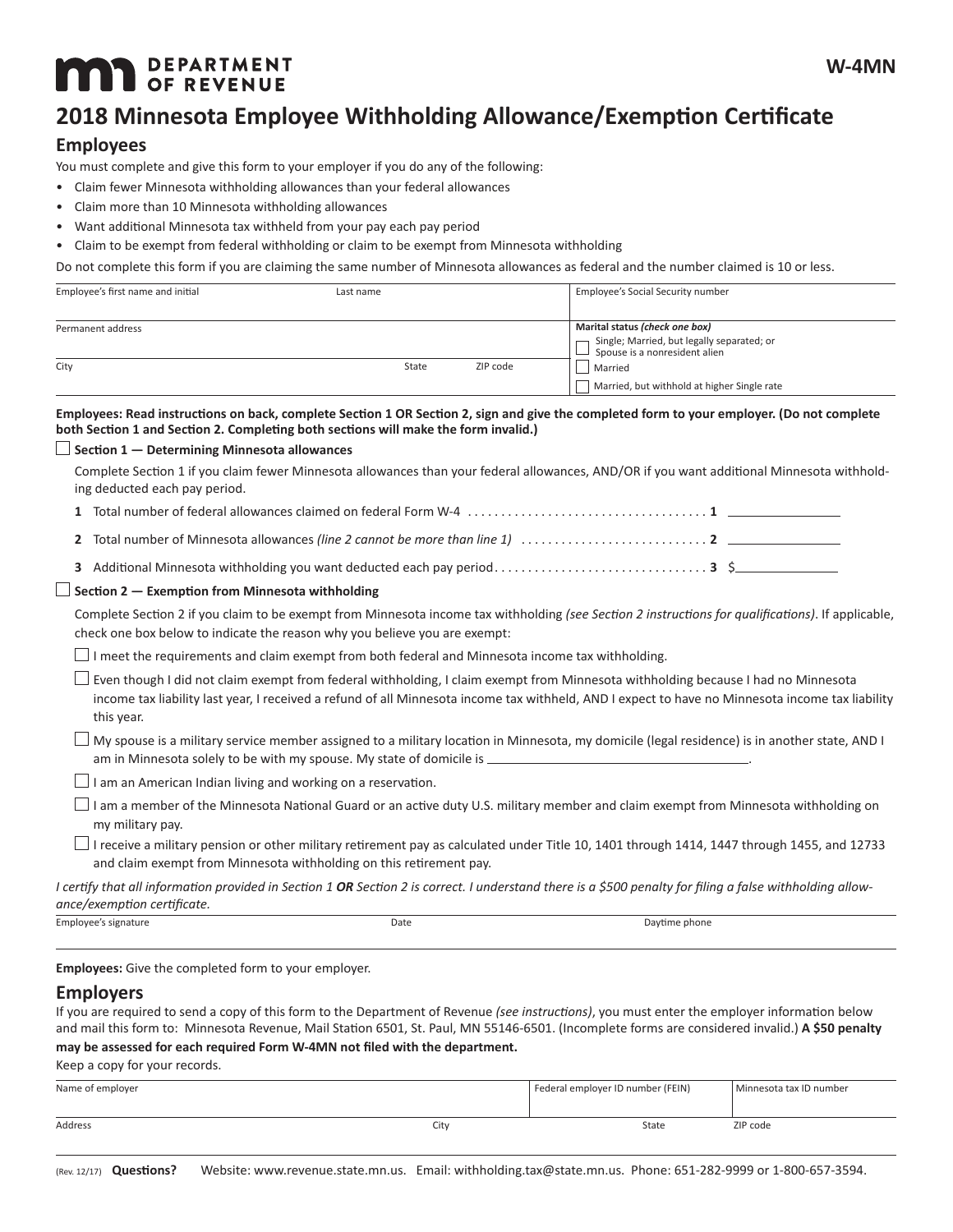**DEPARTMENT OF REVENUE**

**W-4MN**

# 2018 Minnesota Employee Withholding Allowance/Exemption Certificate

## Employees

You must complete and give this form to your employer if you do any of the following:

- Claim fewer Minnesota withholding allowances than your federal allowances
- Claim more than 10 Minnesota withholding allowances
- Want additional Minnesota tax withheld from your pay each pay period
- Claim to be exempt from federal withholding or claim to be exempt from Minnesota withholding

Do not complete this form if you are claiming the same number of Minnesota allowances as federal and the number claimed is 10 or less.

| Employee's first name and initial | Last name | | Employee's Social Security number |
|---|---|---|---|
| Permanent address | | | **Marital status** *(check one box)*<br>☐ Single; Married, but legally separated; or Spouse is a nonresident alien |
| City | State | ZIP code | ☐ Married<br>☐ Married, but withhold at higher Single rate |

**Employees: Read instructions on back, complete Section 1 OR Section 2, sign and give the completed form to your employer. (Do not complete both Section 1 and Section 2. Completing both sections will make the form invalid.)**

☐ **Section 1 — Determining Minnesota allowances**

Complete Section 1 if you claim fewer Minnesota allowances than your federal allowances, AND/OR if you want additional Minnesota withholding deducted each pay period.

**1** Total number of federal allowances claimed on federal Form W-4 . . . . . . . . . . . . . . . . . . . . . . . . . . . . . . . . . . . . **1** ____________

**2** Total number of Minnesota allowances *(line 2 cannot be more than line 1)* . . . . . . . . . . . . . . . . . . . . . . . . . . . **2** ____________

**3** Additional Minnesota withholding you want deducted each pay period . . . . . . . . . . . . . . . . . . . . . . . . . . . . . . . **3** $____________

☐ **Section 2 — Exemption from Minnesota withholding**

Complete Section 2 if you claim to be exempt from Minnesota income tax withholding *(see Section 2 instructions for qualifications)*. If applicable, check one box below to indicate the reason why you believe you are exempt:

☐ I meet the requirements and claim exempt from both federal and Minnesota income tax withholding.

☐ Even though I did not claim exempt from federal withholding, I claim exempt from Minnesota withholding because I had no Minnesota income tax liability last year, I received a refund of all Minnesota income tax withheld, AND I expect to have no Minnesota income tax liability this year.

☐ My spouse is a military service member assigned to a military location in Minnesota, my domicile (legal residence) is in another state, AND I am in Minnesota solely to be with my spouse. My state of domicile is ______________________.

☐ I am an American Indian living and working on a reservation.

☐ I am a member of the Minnesota National Guard or an active duty U.S. military member and claim exempt from Minnesota withholding on my military pay.

☐ I receive a military pension or other military retirement pay as calculated under Title 10, 1401 through 1414, 1447 through 1455, and 12733 and claim exempt from Minnesota withholding on this retirement pay.

*I certify that all information provided in Section 1* ***OR*** *Section 2 is correct. I understand there is a $500 penalty for filing a false withholding allowance/exemption certificate.*

| Employee's signature | Date | Daytime phone |
|---|---|---|
| | | |

**Employees:** Give the completed form to your employer.

## Employers

If you are required to send a copy of this form to the Department of Revenue *(see instructions)*, you must enter the employer information below and mail this form to: Minnesota Revenue, Mail Station 6501, St. Paul, MN 55146-6501. (Incomplete forms are considered invalid.) **A $50 penalty may be assessed for each required Form W-4MN not filed with the department.**

Keep a copy for your records.

| Name of employer | | Federal employer ID number (FEIN) | Minnesota tax ID number |
|---|---|---|---|
| Address | City | State | ZIP code |

(Rev. 12/17) **Questions?** Website: www.revenue.state.mn.us. Email: withholding.tax@state.mn.us. Phone: 651-282-9999 or 1-800-657-3594.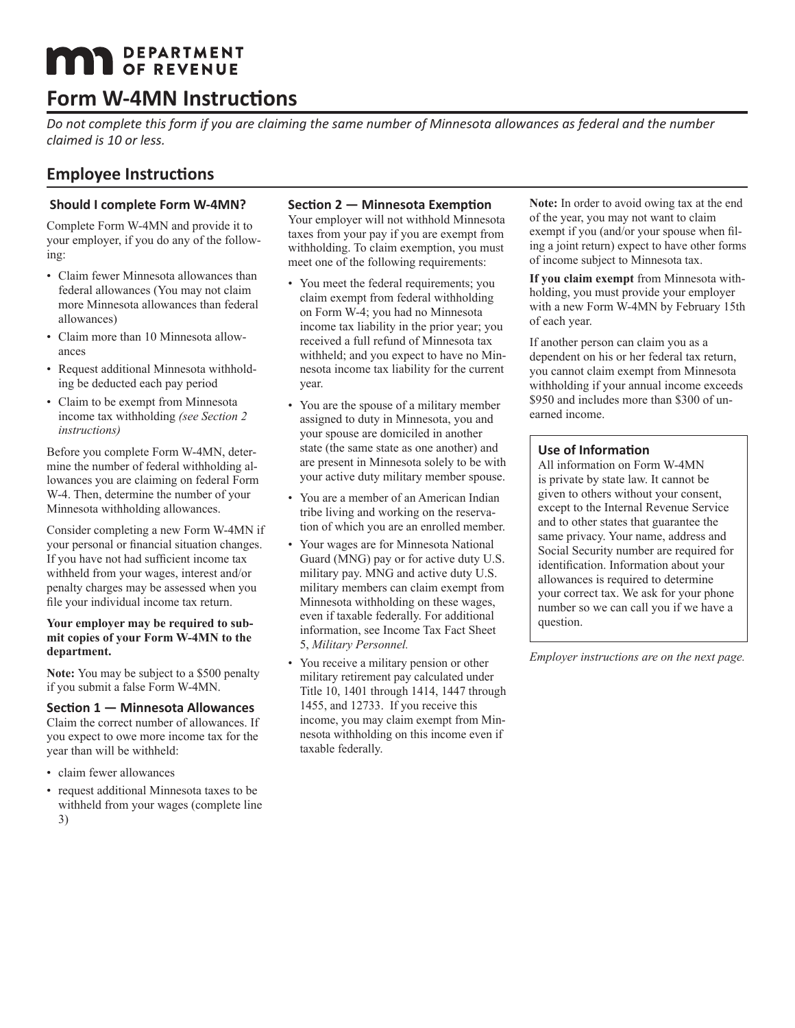# Form W-4MN Instructions

*Do not complete this form if you are claiming the same number of Minnesota allowances as federal and the number claimed is 10 or less.*

## Employee Instructions

### Should I complete Form W-4MN?

Complete Form W-4MN and provide it to your employer, if you do any of the following:

- Claim fewer Minnesota allowances than federal allowances (You may not claim more Minnesota allowances than federal allowances)
- Claim more than 10 Minnesota allowances
- Request additional Minnesota withholding be deducted each pay period
- Claim to be exempt from Minnesota income tax withholding *(see Section 2 instructions)*

Before you complete Form W-4MN, determine the number of federal withholding allowances you are claiming on federal Form W-4. Then, determine the number of your Minnesota withholding allowances.

Consider completing a new Form W-4MN if your personal or financial situation changes. If you have not had sufficient income tax withheld from your wages, interest and/or penalty charges may be assessed when you file your individual income tax return.

**Your employer may be required to submit copies of your Form W-4MN to the department.**

**Note:** You may be subject to a $500 penalty if you submit a false Form W-4MN.

### Section 1 — Minnesota Allowances

Claim the correct number of allowances. If you expect to owe more income tax for the year than will be withheld:

- claim fewer allowances
- request additional Minnesota taxes to be withheld from your wages (complete line 3)

### Section 2 — Minnesota Exemption

Your employer will not withhold Minnesota taxes from your pay if you are exempt from withholding. To claim exemption, you must meet one of the following requirements:

- You meet the federal requirements; you claim exempt from federal withholding on Form W-4; you had no Minnesota income tax liability in the prior year; you received a full refund of Minnesota tax withheld; and you expect to have no Minnesota income tax liability for the current year.
- You are the spouse of a military member assigned to duty in Minnesota, you and your spouse are domiciled in another state (the same state as one another) and are present in Minnesota solely to be with your active duty military member spouse.
- You are a member of an American Indian tribe living and working on the reservation of which you are an enrolled member.
- Your wages are for Minnesota National Guard (MNG) pay or for active duty U.S. military pay. MNG and active duty U.S. military members can claim exempt from Minnesota withholding on these wages, even if taxable federally. For additional information, see Income Tax Fact Sheet 5, *Military Personnel.*
- You receive a military pension or other military retirement pay calculated under Title 10, 1401 through 1414, 1447 through 1455, and 12733. If you receive this income, you may claim exempt from Minnesota withholding on this income even if taxable federally.

**Note:** In order to avoid owing tax at the end of the year, you may not want to claim exempt if you (and/or your spouse when filing a joint return) expect to have other forms of income subject to Minnesota tax.

**If you claim exempt** from Minnesota withholding, you must provide your employer with a new Form W-4MN by February 15th of each year.

If another person can claim you as a dependent on his or her federal tax return, you cannot claim exempt from Minnesota withholding if your annual income exceeds $950 and includes more than $300 of unearned income.

### Use of Information

All information on Form W-4MN is private by state law. It cannot be given to others without your consent, except to the Internal Revenue Service and to other states that guarantee the same privacy. Your name, address and Social Security number are required for identification. Information about your allowances is required to determine your correct tax. We ask for your phone number so we can call you if we have a question.

*Employer instructions are on the next page.*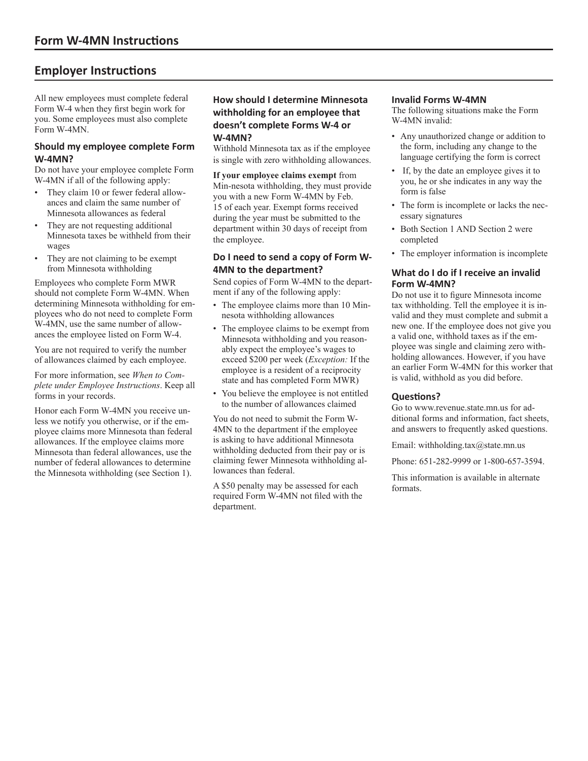# Form W-4MN Instructions

## Employer Instructions

All new employees must complete federal Form W-4 when they first begin work for you. Some employees must also complete Form W-4MN.

### Should my employee complete Form W-4MN?

Do not have your employee complete Form W-4MN if all of the following apply:

- They claim 10 or fewer federal allowances and claim the same number of Minnesota allowances as federal
- They are not requesting additional Minnesota taxes be withheld from their wages
- They are not claiming to be exempt from Minnesota withholding

Employees who complete Form MWR should not complete Form W-4MN. When determining Minnesota withholding for employees who do not need to complete Form W-4MN, use the same number of allowances the employee listed on Form W-4.

You are not required to verify the number of allowances claimed by each employee.

For more information, see *When to Complete under Employee Instructions*. Keep all forms in your records.

Honor each Form W-4MN you receive unless we notify you otherwise, or if the employee claims more Minnesota than federal allowances. If the employee claims more Minnesota than federal allowances, use the number of federal allowances to determine the Minnesota withholding (see Section 1).

### How should I determine Minnesota withholding for an employee that doesn't complete Forms W-4 or W-4MN?

Withhold Minnesota tax as if the employee is single with zero withholding allowances.

**If your employee claims exempt** from Minnesota withholding, they must provide you with a new Form W-4MN by Feb. 15 of each year. Exempt forms received during the year must be submitted to the department within 30 days of receipt from the employee.

### Do I need to send a copy of Form W-4MN to the department?

Send copies of Form W-4MN to the department if any of the following apply:

- The employee claims more than 10 Minnesota withholding allowances
- The employee claims to be exempt from Minnesota withholding and you reasonably expect the employee's wages to exceed $200 per week (*Exception:* If the employee is a resident of a reciprocity state and has completed Form MWR)
- You believe the employee is not entitled to the number of allowances claimed

You do not need to submit the Form W-4MN to the department if the employee is asking to have additional Minnesota withholding deducted from their pay or is claiming fewer Minnesota withholding allowances than federal.

A $50 penalty may be assessed for each required Form W-4MN not filed with the department.

### Invalid Forms W-4MN

The following situations make the Form W-4MN invalid:

- Any unauthorized change or addition to the form, including any change to the language certifying the form is correct
- If, by the date an employee gives it to you, he or she indicates in any way the form is false
- The form is incomplete or lacks the necessary signatures
- Both Section 1 AND Section 2 were completed
- The employer information is incomplete

### What do I do if I receive an invalid Form W-4MN?

Do not use it to figure Minnesota income tax withholding. Tell the employee it is invalid and they must complete and submit a new one. If the employee does not give you a valid one, withhold taxes as if the employee was single and claiming zero withholding allowances. However, if you have an earlier Form W-4MN for this worker that is valid, withhold as you did before.

### Questions?

Go to www.revenue.state.mn.us for additional forms and information, fact sheets, and answers to frequently asked questions.

Email: withholding.tax@state.mn.us

Phone: 651-282-9999 or 1-800-657-3594.

This information is available in alternate formats.